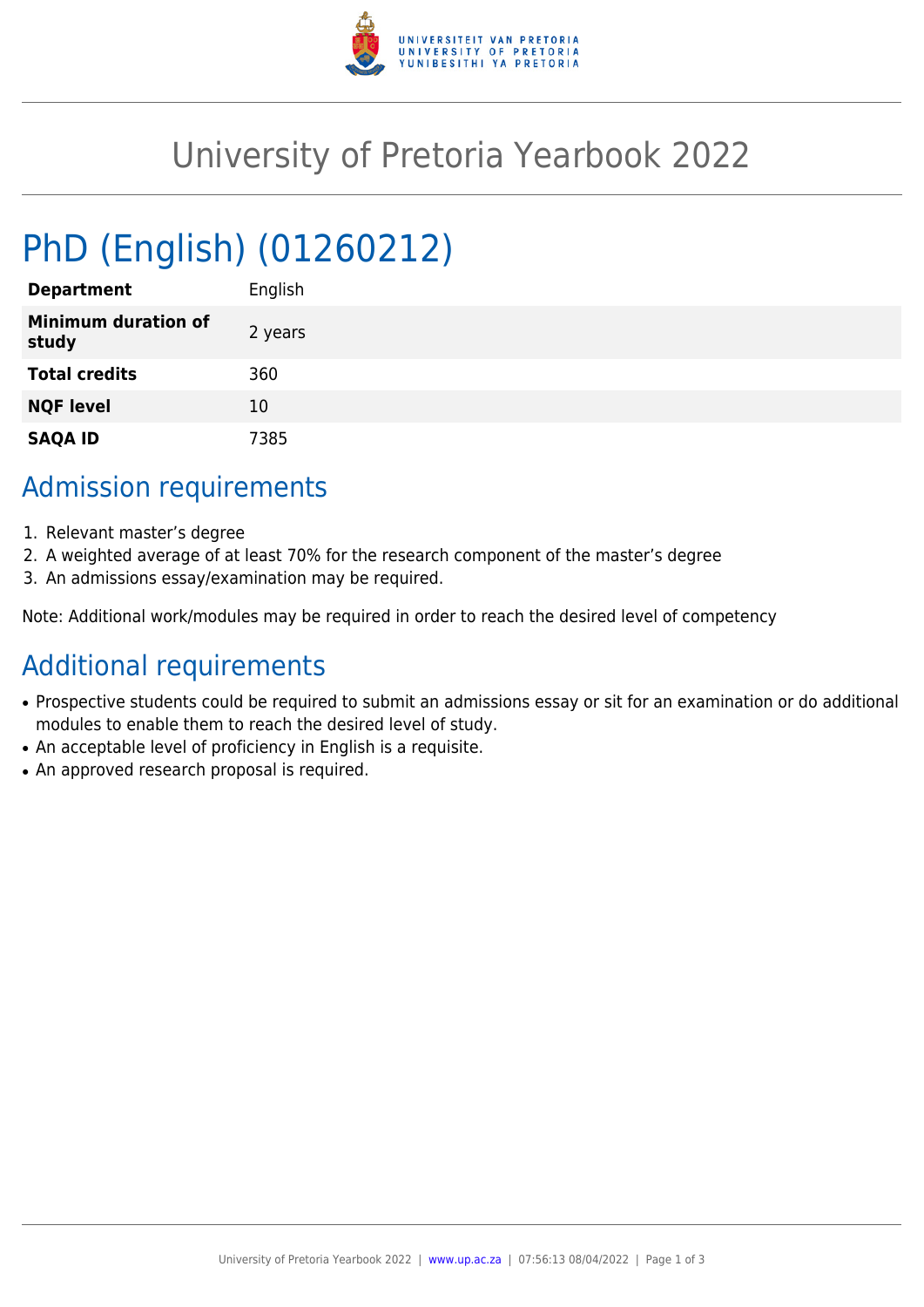# University of Pretoria Yearbook 2022

## PhD (English) (01260212)

| **Department** | English |
| --- | --- |
| **Minimum duration of study** | 2 years |
| **Total credits** | 360 |
| **NQF level** | 10 |
| **SAQA ID** | 7385 |

## Admission requirements

1. Relevant master's degree
2. A weighted average of at least 70% for the research component of the master's degree
3. An admissions essay/examination may be required.

Note: Additional work/modules may be required in order to reach the desired level of competency

## Additional requirements

- Prospective students could be required to submit an admissions essay or sit for an examination or do additional modules to enable them to reach the desired level of study.
- An acceptable level of proficiency in English is a requisite.
- An approved research proposal is required.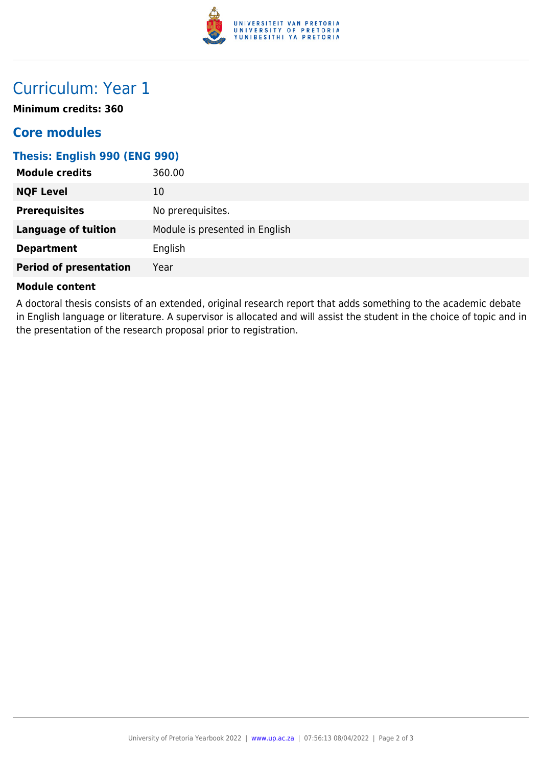# Curriculum: Year 1

**Minimum credits: 360**

## Core modules

### Thesis: English 990 (ENG 990)

| | |
|---|---|
| **Module credits** | 360.00 |
| **NQF Level** | 10 |
| **Prerequisites** | No prerequisites. |
| **Language of tuition** | Module is presented in English |
| **Department** | English |
| **Period of presentation** | Year |

**Module content**

A doctoral thesis consists of an extended, original research report that adds something to the academic debate in English language or literature. A supervisor is allocated and will assist the student in the choice of topic and in the presentation of the research proposal prior to registration.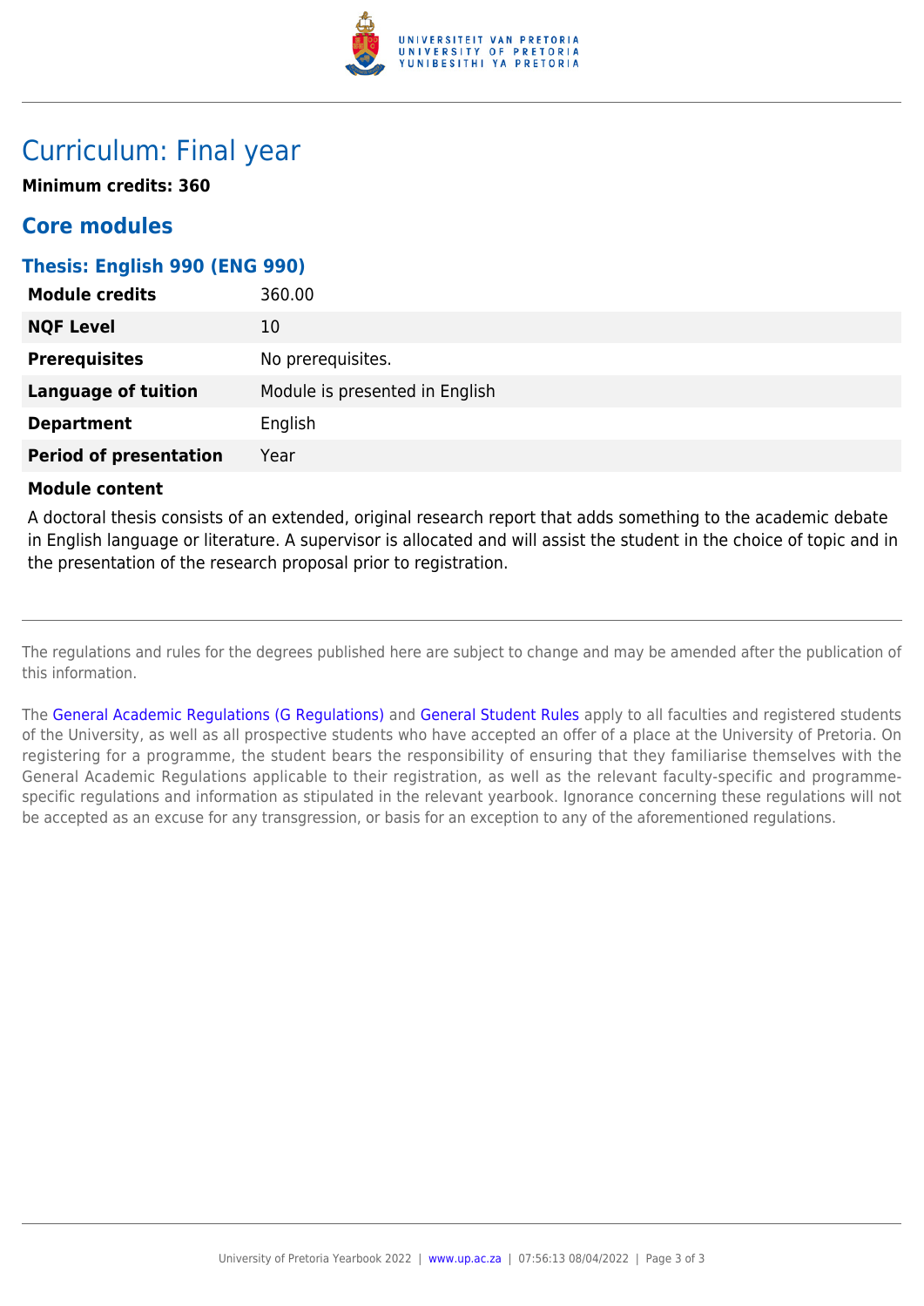# Curriculum: Final year

**Minimum credits: 360**

## Core modules

### Thesis: English 990 (ENG 990)

| | |
|---|---|
| **Module credits** | 360.00 |
| **NQF Level** | 10 |
| **Prerequisites** | No prerequisites. |
| **Language of tuition** | Module is presented in English |
| **Department** | English |
| **Period of presentation** | Year |

**Module content**

A doctoral thesis consists of an extended, original research report that adds something to the academic debate in English language or literature. A supervisor is allocated and will assist the student in the choice of topic and in the presentation of the research proposal prior to registration.

---

The regulations and rules for the degrees published here are subject to change and may be amended after the publication of this information.

The General Academic Regulations (G Regulations) and General Student Rules apply to all faculties and registered students of the University, as well as all prospective students who have accepted an offer of a place at the University of Pretoria. On registering for a programme, the student bears the responsibility of ensuring that they familiarise themselves with the General Academic Regulations applicable to their registration, as well as the relevant faculty-specific and programme-specific regulations and information as stipulated in the relevant yearbook. Ignorance concerning these regulations will not be accepted as an excuse for any transgression, or basis for an exception to any of the aforementioned regulations.